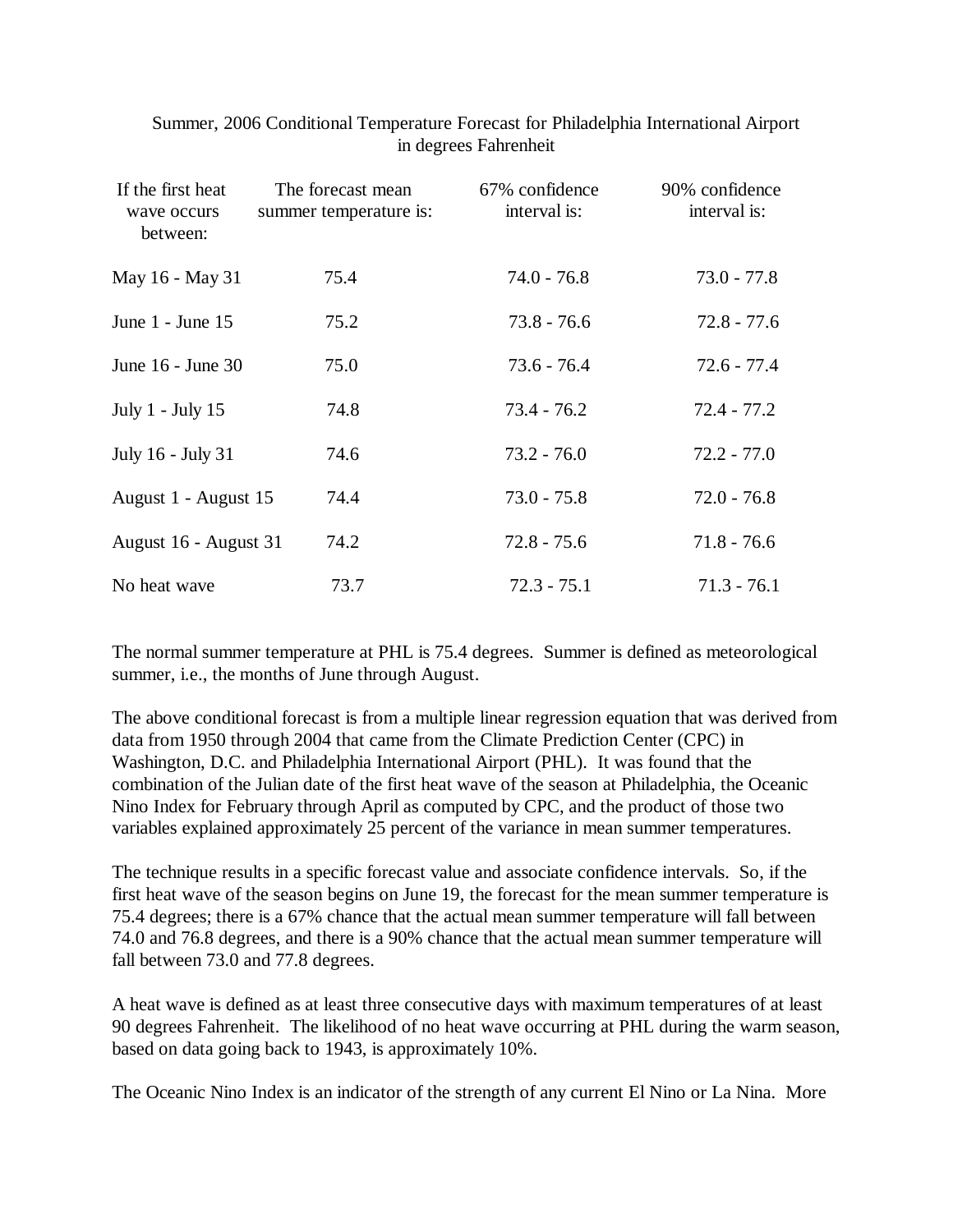# Summer, 2006 Conditional Temperature Forecast for Philadelphia International Airport in degrees Fahrenheit

| If the first heat wave occurs between: | The forecast mean summer temperature is: | 67% confidence interval is: | 90% confidence interval is: |
|---|---|---|---|
| May 16 - May 31 | 75.4 | 74.0 - 76.8 | 73.0 - 77.8 |
| June 1 - June 15 | 75.2 | 73.8 - 76.6 | 72.8 - 77.6 |
| June 16 - June 30 | 75.0 | 73.6 - 76.4 | 72.6 - 77.4 |
| July 1 - July 15 | 74.8 | 73.4 - 76.2 | 72.4 - 77.2 |
| July 16 - July 31 | 74.6 | 73.2 - 76.0 | 72.2 - 77.0 |
| August 1 - August 15 | 74.4 | 73.0 - 75.8 | 72.0 - 76.8 |
| August 16 - August 31 | 74.2 | 72.8 - 75.6 | 71.8 - 76.6 |
| No heat wave | 73.7 | 72.3 - 75.1 | 71.3 - 76.1 |

The normal summer temperature at PHL is 75.4 degrees. Summer is defined as meteorological summer, i.e., the months of June through August.

The above conditional forecast is from a multiple linear regression equation that was derived from data from 1950 through 2004 that came from the Climate Prediction Center (CPC) in Washington, D.C. and Philadelphia International Airport (PHL). It was found that the combination of the Julian date of the first heat wave of the season at Philadelphia, the Oceanic Nino Index for February through April as computed by CPC, and the product of those two variables explained approximately 25 percent of the variance in mean summer temperatures.

The technique results in a specific forecast value and associate confidence intervals. So, if the first heat wave of the season begins on June 19, the forecast for the mean summer temperature is 75.4 degrees; there is a 67% chance that the actual mean summer temperature will fall between 74.0 and 76.8 degrees, and there is a 90% chance that the actual mean summer temperature will fall between 73.0 and 77.8 degrees.

A heat wave is defined as at least three consecutive days with maximum temperatures of at least 90 degrees Fahrenheit. The likelihood of no heat wave occurring at PHL during the warm season, based on data going back to 1943, is approximately 10%.

The Oceanic Nino Index is an indicator of the strength of any current El Nino or La Nina. More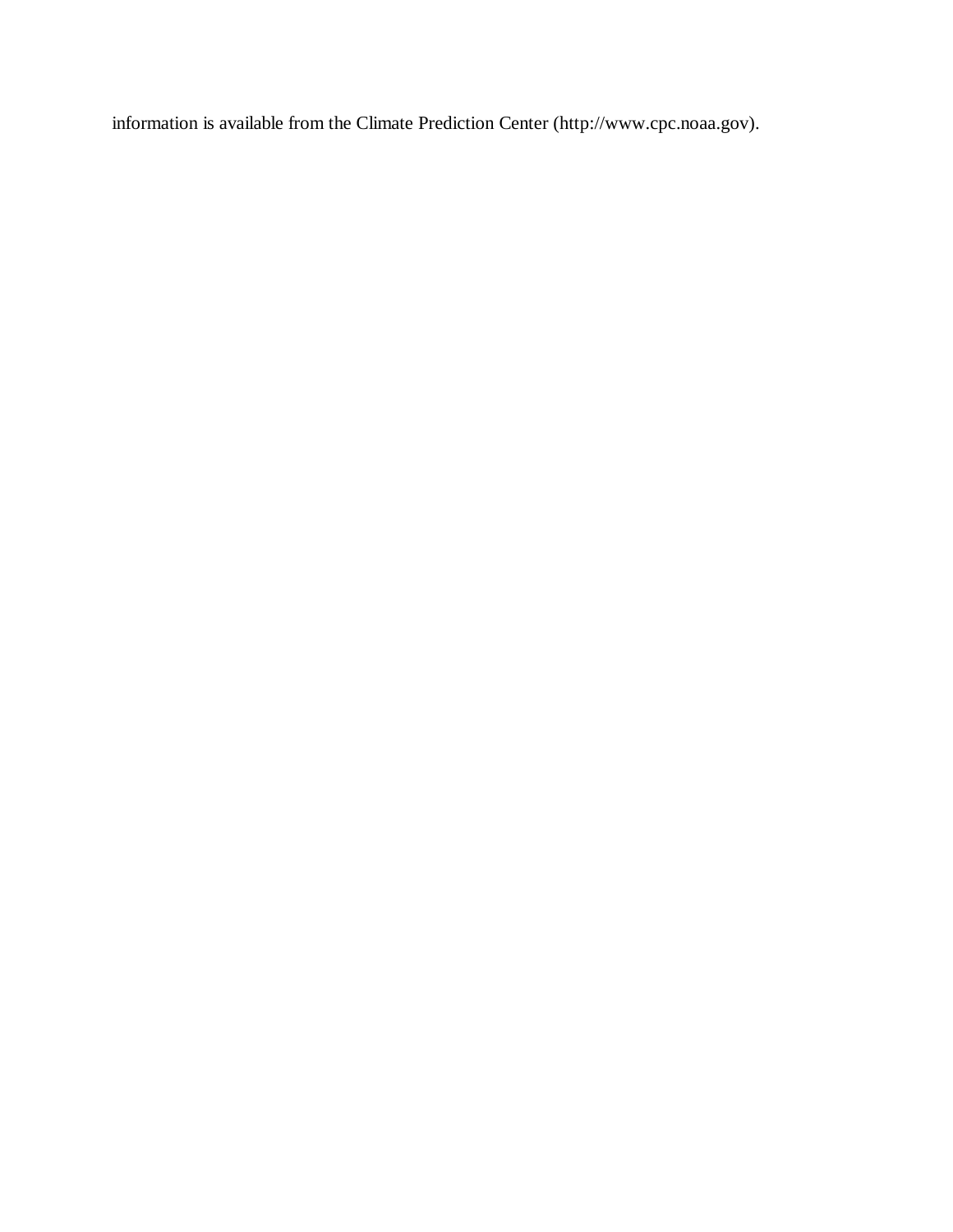information is available from the Climate Prediction Center (http://www.cpc.noaa.gov).